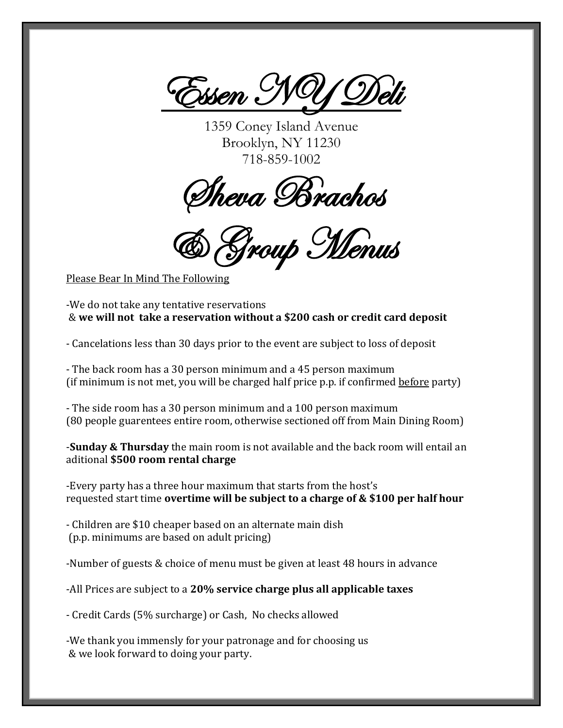# Essen NY Deli

1359 Coney Island Avenue
Brooklyn, NY 11230
718-859-1002

# Sheva Brachos & Group Menus

Please Bear In Mind The Following

-We do not take any tentative reservations
& **we will not take a reservation without a $200 cash or credit card deposit**

- Cancelations less than 30 days prior to the event are subject to loss of deposit

- The back room has a 30 person minimum and a 45 person maximum
(if minimum is not met, you will be charged half price p.p. if confirmed before party)

- The side room has a 30 person minimum and a 100 person maximum
(80 people guarentees entire room, otherwise sectioned off from Main Dining Room)

-**Sunday & Thursday** the main room is not available and the back room will entail an aditional **$500 room rental charge**

-Every party has a three hour maximum that starts from the host's requested start time **overtime will be subject to a charge of & $100 per half hour**

- Children are $10 cheaper based on an alternate main dish
(p.p. minimums are based on adult pricing)

-Number of guests & choice of menu must be given at least 48 hours in advance

-All Prices are subject to a **20% service charge plus all applicable taxes**

- Credit Cards (5% surcharge) or Cash, No checks allowed

-We thank you immensly for your patronage and for choosing us
& we look forward to doing your party.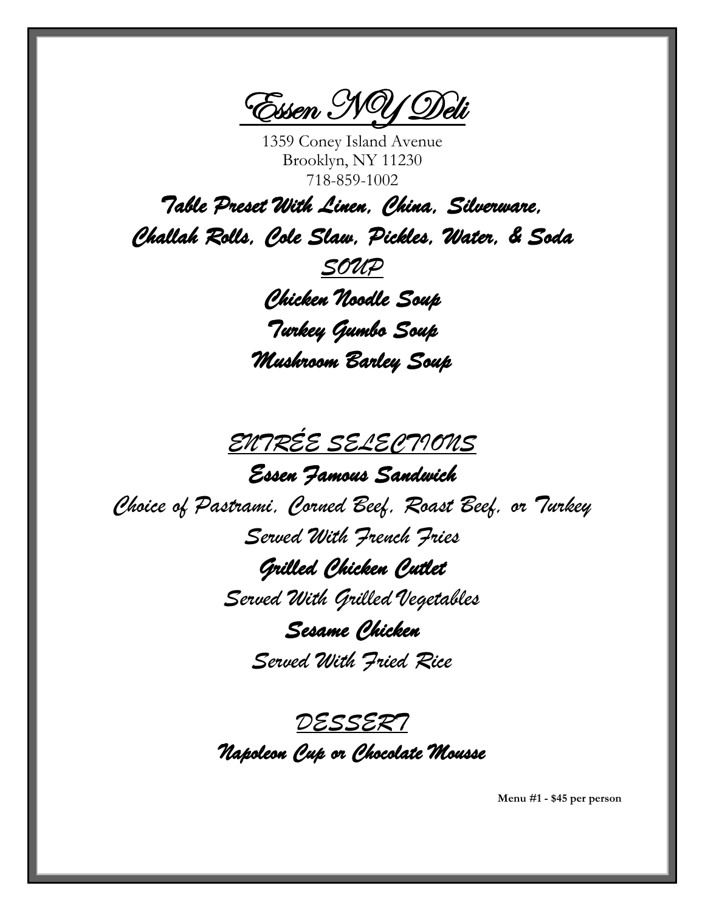# Essen NY Deli

1359 Coney Island Avenue
Brooklyn, NY 11230
718-859-1002

**Table Preset With Linen, China, Silverware, Challah Rolls, Cole Slaw, Pickles, Water, & Soda**

## SOUP

**Chicken Noodle Soup**

**Turkey Gumbo Soup**

**Mushroom Barley Soup**

## ENTRÉE SELECTIONS

**Essen Famous Sandwich**

Choice of Pastrami, Corned Beef, Roast Beef, or Turkey
Served With French Fries

**Grilled Chicken Cutlet**

Served With Grilled Vegetables

**Sesame Chicken**

Served With Fried Rice

## DESSERT

**Napoleon Cup or Chocolate Mousse**

**Menu #1 - $45 per person**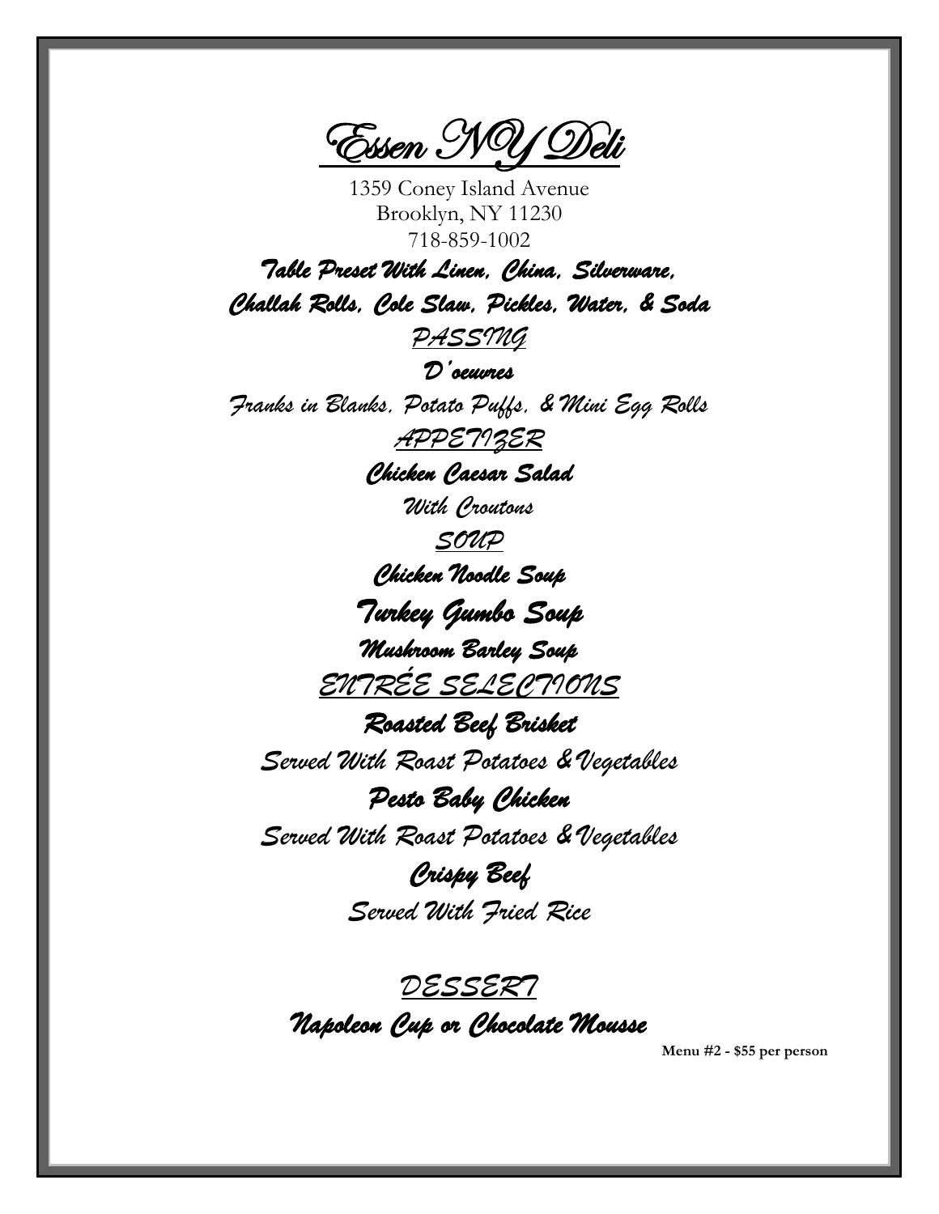# Essen NY Deli

1359 Coney Island Avenue
Brooklyn, NY 11230
718-859-1002

***Table Preset With Linen, China, Silverware, Challah Rolls, Cole Slaw, Pickles, Water, & Soda***

## PASSING

***D'oeuvres***

*Franks in Blanks, Potato Puffs, & Mini Egg Rolls*

## APPETIZER

***Chicken Caesar Salad***

*With Croutons*

## SOUP

***Chicken Noodle Soup***

***Turkey Gumbo Soup***

***Mushroom Barley Soup***

## ENTRÉE SELECTIONS

***Roasted Beef Brisket***

*Served With Roast Potatoes & Vegetables*

***Pesto Baby Chicken***

*Served With Roast Potatoes & Vegetables*

***Crispy Beef***

*Served With Fried Rice*

## DESSERT

***Napoleon Cup or Chocolate Mousse***

**Menu #2 - $55 per person**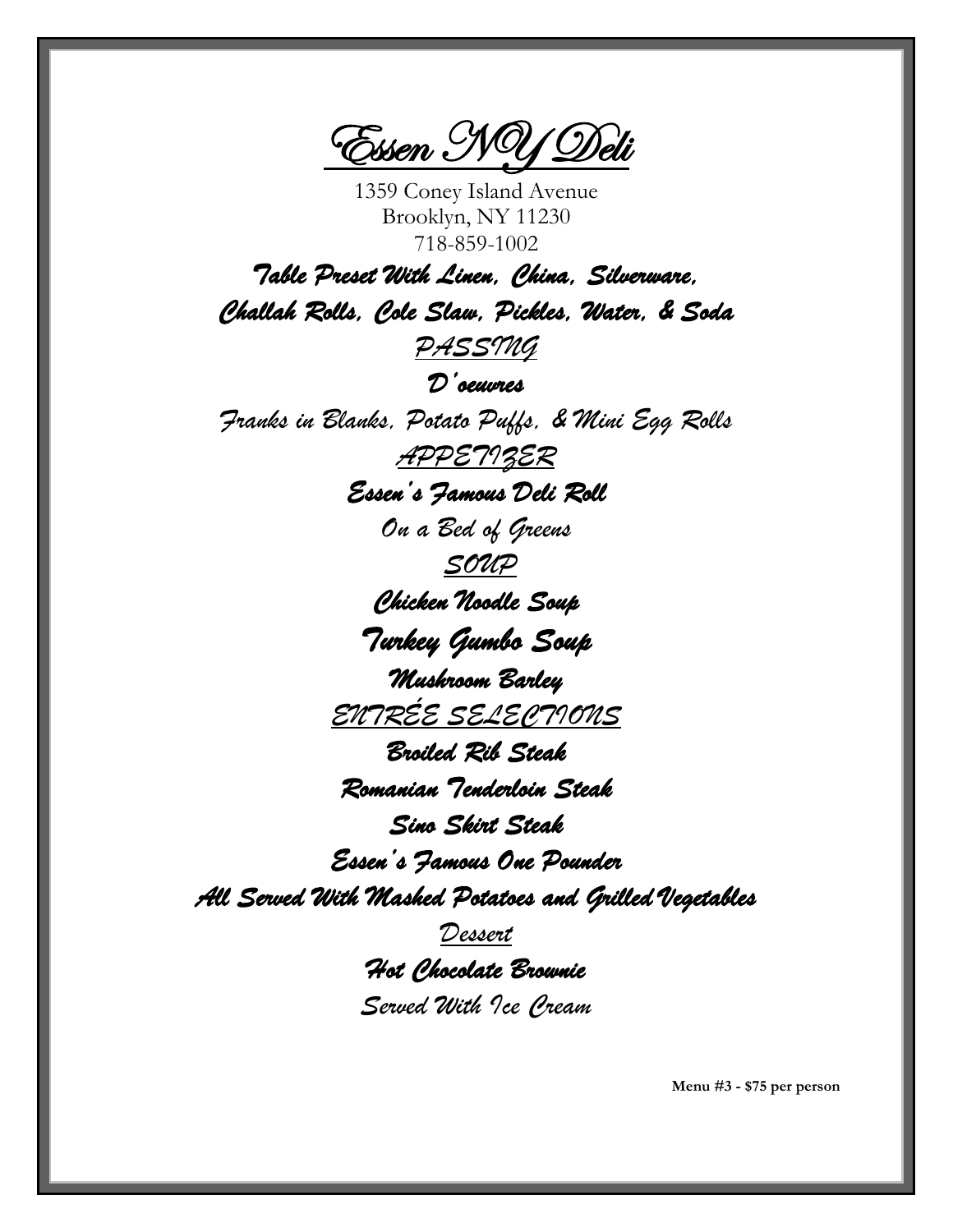# Essen NY Deli

1359 Coney Island Avenue
Brooklyn, NY 11230
718-859-1002

**Table Preset With Linen, China, Silverware, Challah Rolls, Cole Slaw, Pickles, Water, & Soda**

## PASSING

**D'oeuvres**

Franks in Blanks, Potato Puffs, & Mini Egg Rolls

## APPETIZER

**Essen's Famous Deli Roll**

On a Bed of Greens

## SOUP

**Chicken Noodle Soup**

**Turkey Gumbo Soup**

**Mushroom Barley**

## ENTRÉE SELECTIONS

**Broiled Rib Steak**

**Romanian Tenderloin Steak**

**Sino Skirt Steak**

**Essen's Famous One Pounder**

**All Served With Mashed Potatoes and Grilled Vegetables**

## Dessert

**Hot Chocolate Brownie**

Served With Ice Cream

**Menu #3 - $75 per person**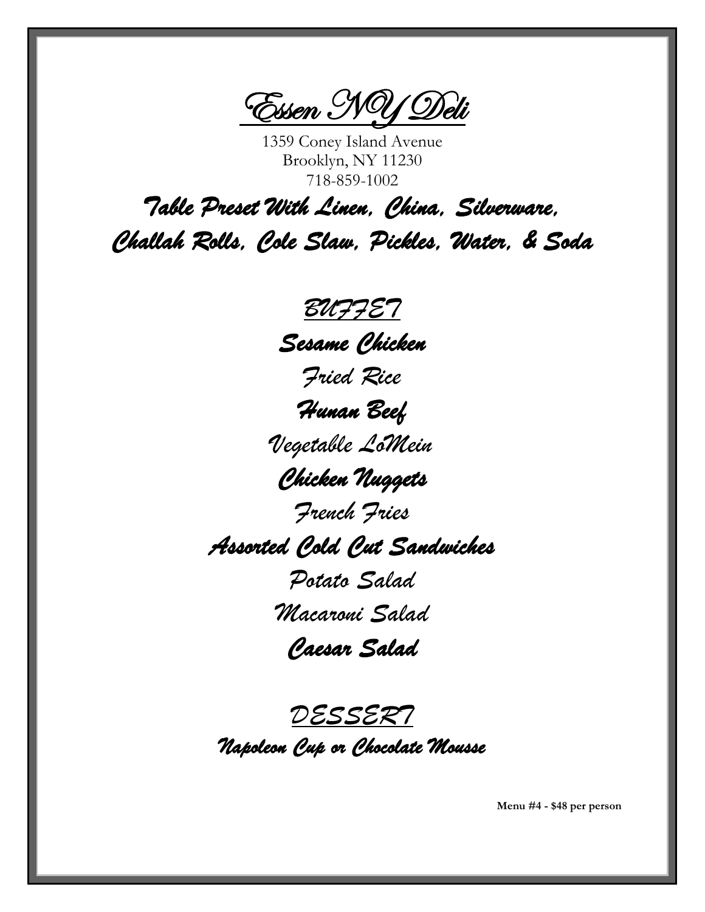# Essen NY Deli

1359 Coney Island Avenue
Brooklyn, NY 11230
718-859-1002

## Table Preset With Linen, China, Silverware, Challah Rolls, Cole Slaw, Pickles, Water, & Soda

## BUFFET

**Sesame Chicken**

Fried Rice

**Hunan Beef**

Vegetable LoMein

**Chicken Nuggets**

French Fries

**Assorted Cold Cut Sandwiches**

Potato Salad

Macaroni Salad

**Caesar Salad**

## DESSERT

**Napoleon Cup or Chocolate Mousse**

**Menu #4 - $48 per person**